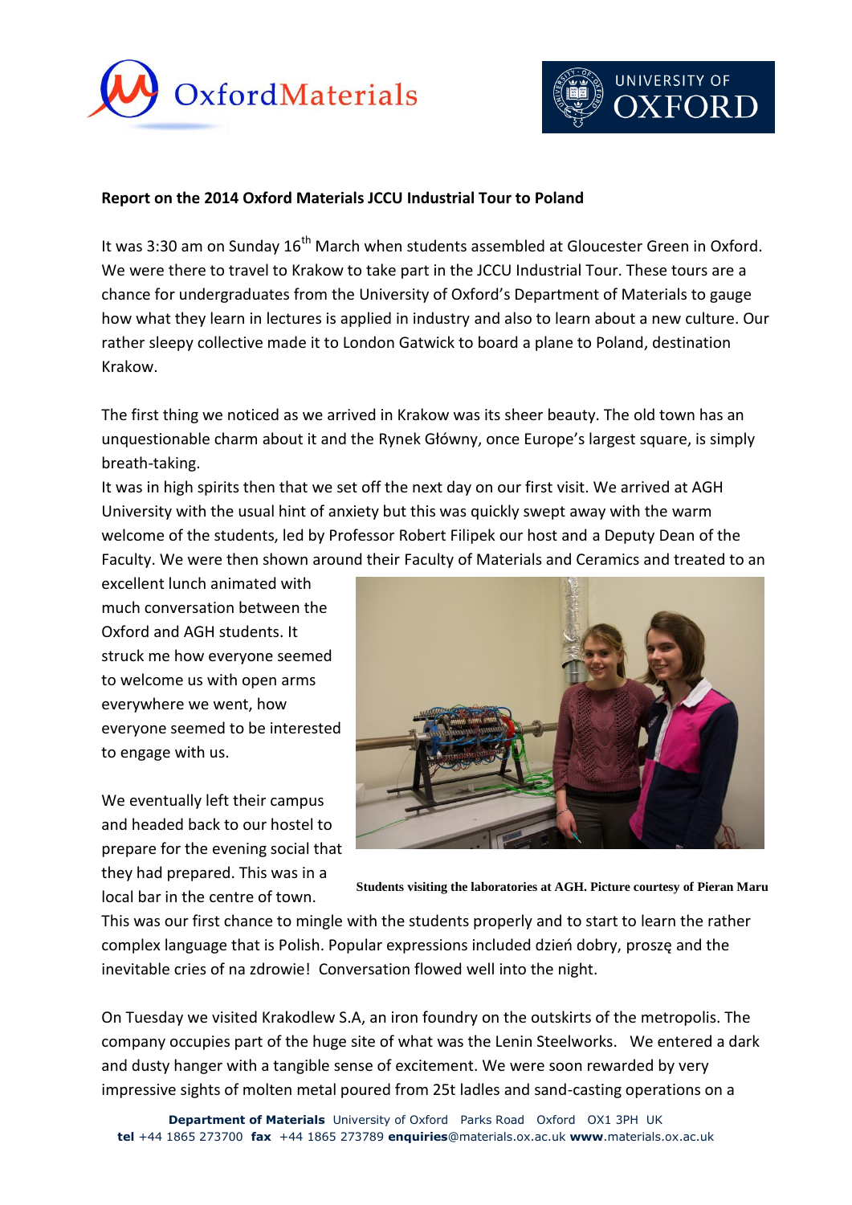**Report on the 2014 Oxford Materials JCCU Industrial Tour to Poland**

It was 3:30 am on Sunday 16th March when students assembled at Gloucester Green in Oxford. We were there to travel to Krakow to take part in the JCCU Industrial Tour. These tours are a chance for undergraduates from the University of Oxford's Department of Materials to gauge how what they learn in lectures is applied in industry and also to learn about a new culture. Our rather sleepy collective made it to London Gatwick to board a plane to Poland, destination Krakow.

The first thing we noticed as we arrived in Krakow was its sheer beauty. The old town has an unquestionable charm about it and the Rynek Główny, once Europe's largest square, is simply breath-taking.

It was in high spirits then that we set off the next day on our first visit. We arrived at AGH University with the usual hint of anxiety but this was quickly swept away with the warm welcome of the students, led by Professor Robert Filipek our host and a Deputy Dean of the Faculty. We were then shown around their Faculty of Materials and Ceramics and treated to an excellent lunch animated with much conversation between the Oxford and AGH students. It struck me how everyone seemed to welcome us with open arms everywhere we went, how everyone seemed to be interested to engage with us.

Students visiting the laboratories at AGH. Picture courtesy of Pieran Maru

We eventually left their campus and headed back to our hostel to prepare for the evening social that they had prepared. This was in a local bar in the centre of town. This was our first chance to mingle with the students properly and to start to learn the rather complex language that is Polish. Popular expressions included dzień dobry, proszę and the inevitable cries of na zdrowie! Conversation flowed well into the night.

On Tuesday we visited Krakodlew S.A, an iron foundry on the outskirts of the metropolis. The company occupies part of the huge site of what was the Lenin Steelworks. We entered a dark and dusty hanger with a tangible sense of excitement. We were soon rewarded by very impressive sights of molten metal poured from 25t ladles and sand-casting operations on a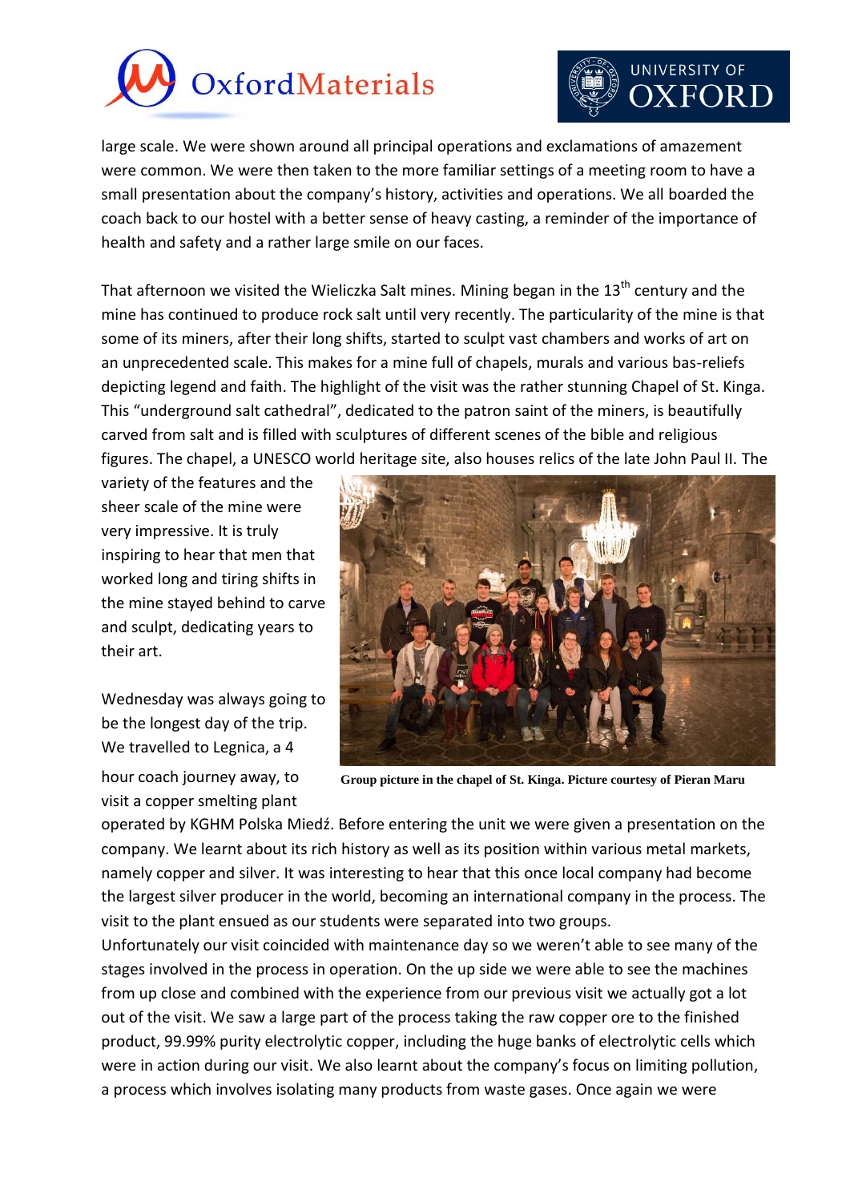large scale. We were shown around all principal operations and exclamations of amazement were common. We were then taken to the more familiar settings of a meeting room to have a small presentation about the company's history, activities and operations. We all boarded the coach back to our hostel with a better sense of heavy casting, a reminder of the importance of health and safety and a rather large smile on our faces.

That afternoon we visited the Wieliczka Salt mines. Mining began in the 13th century and the mine has continued to produce rock salt until very recently. The particularity of the mine is that some of its miners, after their long shifts, started to sculpt vast chambers and works of art on an unprecedented scale. This makes for a mine full of chapels, murals and various bas-reliefs depicting legend and faith. The highlight of the visit was the rather stunning Chapel of St. Kinga. This "underground salt cathedral", dedicated to the patron saint of the miners, is beautifully carved from salt and is filled with sculptures of different scenes of the bible and religious figures. The chapel, a UNESCO world heritage site, also houses relics of the late John Paul II. The variety of the features and the sheer scale of the mine were very impressive. It is truly inspiring to hear that men that worked long and tiring shifts in the mine stayed behind to carve and sculpt, dedicating years to their art.

**Group picture in the chapel of St. Kinga. Picture courtesy of Pieran Maru**

Wednesday was always going to be the longest day of the trip. We travelled to Legnica, a 4 hour coach journey away, to visit a copper smelting plant operated by KGHM Polska Miedź. Before entering the unit we were given a presentation on the company. We learnt about its rich history as well as its position within various metal markets, namely copper and silver. It was interesting to hear that this once local company had become the largest silver producer in the world, becoming an international company in the process. The visit to the plant ensued as our students were separated into two groups.
Unfortunately our visit coincided with maintenance day so we weren't able to see many of the stages involved in the process in operation. On the up side we were able to see the machines from up close and combined with the experience from our previous visit we actually got a lot out of the visit. We saw a large part of the process taking the raw copper ore to the finished product, 99.99% purity electrolytic copper, including the huge banks of electrolytic cells which were in action during our visit. We also learnt about the company's focus on limiting pollution, a process which involves isolating many products from waste gases. Once again we were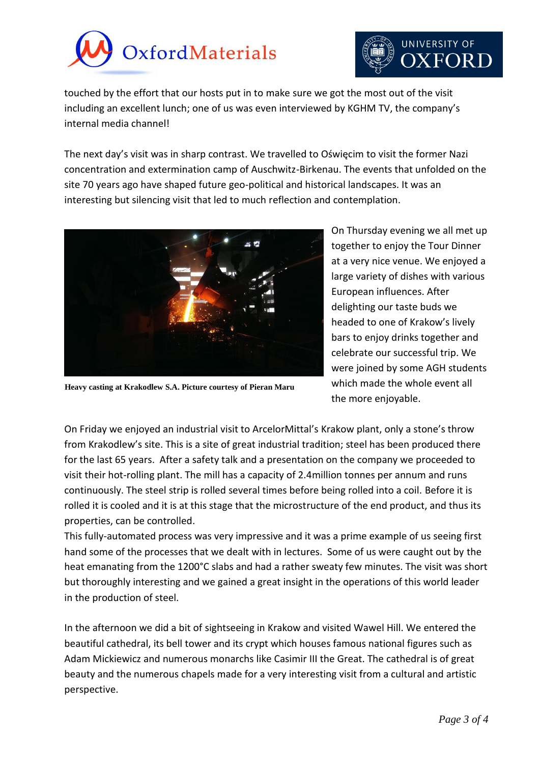touched by the effort that our hosts put in to make sure we got the most out of the visit including an excellent lunch; one of us was even interviewed by KGHM TV, the company's internal media channel!

The next day's visit was in sharp contrast. We travelled to Oświęcim to visit the former Nazi concentration and extermination camp of Auschwitz-Birkenau. The events that unfolded on the site 70 years ago have shaped future geo-political and historical landscapes. It was an interesting but silencing visit that led to much reflection and contemplation.

**Heavy casting at Krakodlew S.A. Picture courtesy of Pieran Maru**

On Thursday evening we all met up together to enjoy the Tour Dinner at a very nice venue. We enjoyed a large variety of dishes with various European influences. After delighting our taste buds we headed to one of Krakow's lively bars to enjoy drinks together and celebrate our successful trip. We were joined by some AGH students which made the whole event all the more enjoyable.

On Friday we enjoyed an industrial visit to ArcelorMittal's Krakow plant, only a stone's throw from Krakodlew's site. This is a site of great industrial tradition; steel has been produced there for the last 65 years. After a safety talk and a presentation on the company we proceeded to visit their hot-rolling plant. The mill has a capacity of 2.4million tonnes per annum and runs continuously. The steel strip is rolled several times before being rolled into a coil. Before it is rolled it is cooled and it is at this stage that the microstructure of the end product, and thus its properties, can be controlled.

This fully-automated process was very impressive and it was a prime example of us seeing first hand some of the processes that we dealt with in lectures. Some of us were caught out by the heat emanating from the 1200°C slabs and had a rather sweaty few minutes. The visit was short but thoroughly interesting and we gained a great insight in the operations of this world leader in the production of steel.

In the afternoon we did a bit of sightseeing in Krakow and visited Wawel Hill. We entered the beautiful cathedral, its bell tower and its crypt which houses famous national figures such as Adam Mickiewicz and numerous monarchs like Casimir III the Great. The cathedral is of great beauty and the numerous chapels made for a very interesting visit from a cultural and artistic perspective.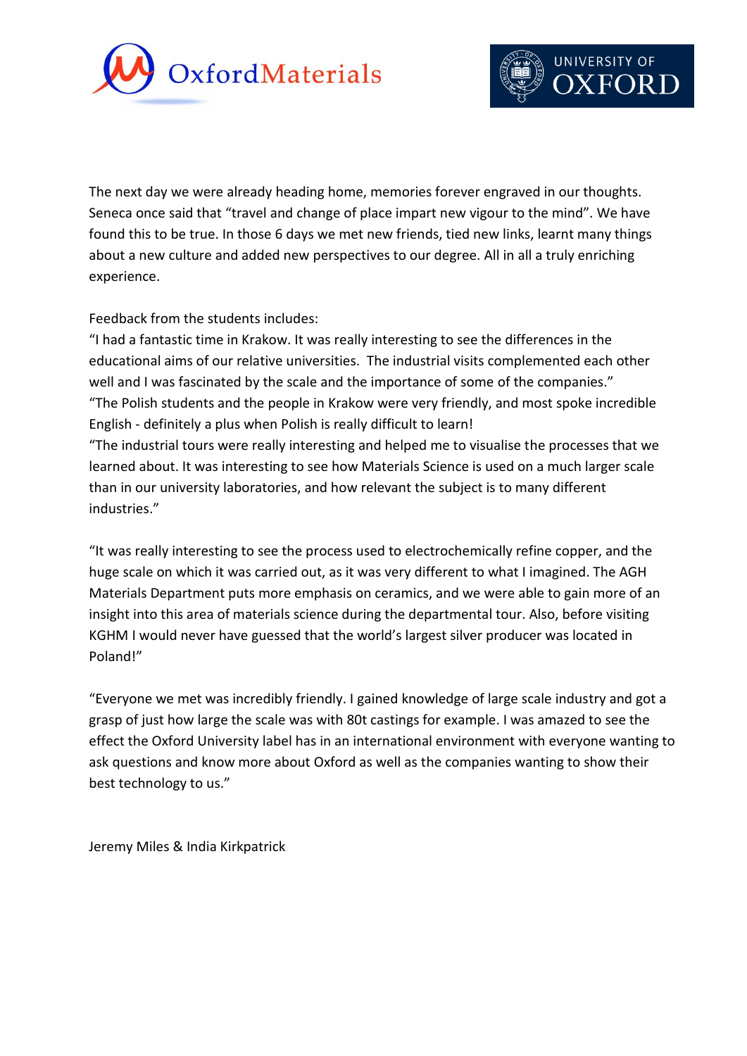The next day we were already heading home, memories forever engraved in our thoughts. Seneca once said that "travel and change of place impart new vigour to the mind". We have found this to be true. In those 6 days we met new friends, tied new links, learnt many things about a new culture and added new perspectives to our degree. All in all a truly enriching experience.

Feedback from the students includes:
"I had a fantastic time in Krakow. It was really interesting to see the differences in the educational aims of our relative universities. The industrial visits complemented each other well and I was fascinated by the scale and the importance of some of the companies."
"The Polish students and the people in Krakow were very friendly, and most spoke incredible English - definitely a plus when Polish is really difficult to learn!
"The industrial tours were really interesting and helped me to visualise the processes that we learned about. It was interesting to see how Materials Science is used on a much larger scale than in our university laboratories, and how relevant the subject is to many different industries."

"It was really interesting to see the process used to electrochemically refine copper, and the huge scale on which it was carried out, as it was very different to what I imagined. The AGH Materials Department puts more emphasis on ceramics, and we were able to gain more of an insight into this area of materials science during the departmental tour. Also, before visiting KGHM I would never have guessed that the world's largest silver producer was located in Poland!"

"Everyone we met was incredibly friendly. I gained knowledge of large scale industry and got a grasp of just how large the scale was with 80t castings for example. I was amazed to see the effect the Oxford University label has in an international environment with everyone wanting to ask questions and know more about Oxford as well as the companies wanting to show their best technology to us."

Jeremy Miles & India Kirkpatrick